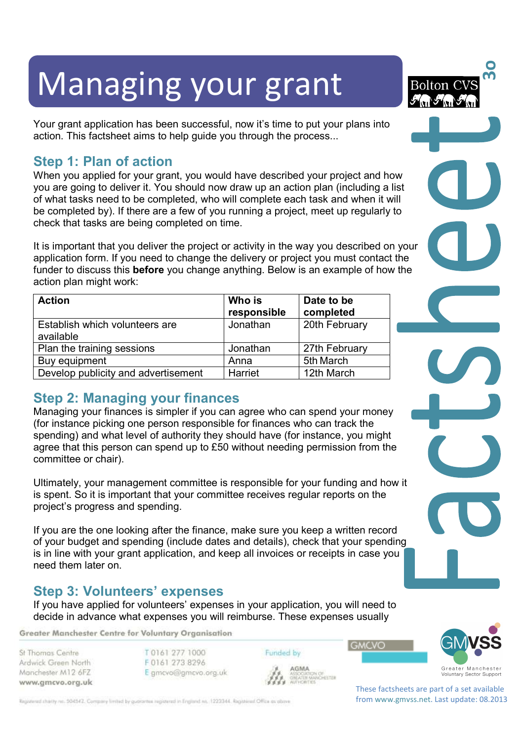# Managing your grant

Your grant application has been successful, now it's time to put your plans into action. This factsheet aims to help guide you through the process...

## Step 1: Plan of action

When you applied for your grant, you would have described your project and how you are going to deliver it. You should now draw up an action plan (including a list of what tasks need to be completed, who will complete each task and when it will be completed by). If there are a few of you running a project, meet up regularly to check that tasks are being completed on time.

It is important that you deliver the project or activity in the way you described on your application form. If you need to change the delivery or project you must contact the funder to discuss this **before** you change anything. Below is an example of how the action plan might work:

| Action | Who is responsible | Date to be completed |
|---|---|---|
| Establish which volunteers are available | Jonathan | 20th February |
| Plan the training sessions | Jonathan | 27th February |
| Buy equipment | Anna | 5th March |
| Develop publicity and advertisement | Harriet | 12th March |

## Step 2: Managing your finances

Managing your finances is simpler if you can agree who can spend your money (for instance picking one person responsible for finances who can track the spending) and what level of authority they should have (for instance, you might agree that this person can spend up to £50 without needing permission from the committee or chair).

Ultimately, your management committee is responsible for your funding and how it is spent. So it is important that your committee receives regular reports on the project's progress and spending.

If you are the one looking after the finance, make sure you keep a written record of your budget and spending (include dates and details), check that your spending is in line with your grant application, and keep all invoices or receipts in case you need them later on.

## Step 3: Volunteers' expenses

If you have applied for volunteers' expenses in your application, you will need to decide in advance what expenses you will reimburse. These expenses usually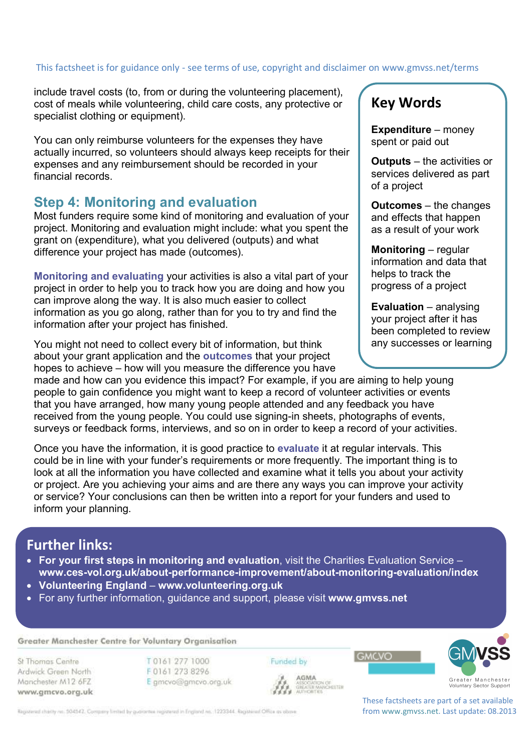include travel costs (to, from or during the volunteering placement), cost of meals while volunteering, child care costs, any protective or specialist clothing or equipment).

You can only reimburse volunteers for the expenses they have actually incurred, so volunteers should always keep receipts for their expenses and any reimbursement should be recorded in your financial records.

## Step 4: Monitoring and evaluation

Most funders require some kind of monitoring and evaluation of your project. Monitoring and evaluation might include: what you spent the grant on (expenditure), what you delivered (outputs) and what difference your project has made (outcomes).

**Monitoring and evaluating** your activities is also a vital part of your project in order to help you to track how you are doing and how you can improve along the way. It is also much easier to collect information as you go along, rather than for you to try and find the information after your project has finished.

You might not need to collect every bit of information, but think about your grant application and the **outcomes** that your project hopes to achieve – how will you measure the difference you have made and how can you evidence this impact? For example, if you are aiming to help young people to gain confidence you might want to keep a record of volunteer activities or events that you have arranged, how many young people attended and any feedback you have received from the young people. You could use signing-in sheets, photographs of events, surveys or feedback forms, interviews, and so on in order to keep a record of your activities.

Once you have the information, it is good practice to **evaluate** it at regular intervals. This could be in line with your funder's requirements or more frequently. The important thing is to look at all the information you have collected and examine what it tells you about your activity or project. Are you achieving your aims and are there any ways you can improve your activity or service? Your conclusions can then be written into a report for your funders and used to inform your planning.

## Key Words

**Expenditure** – money spent or paid out

**Outputs** – the activities or services delivered as part of a project

**Outcomes** – the changes and effects that happen as a result of your work

**Monitoring** – regular information and data that helps to track the progress of a project

**Evaluation** – analysing your project after it has been completed to review any successes or learning

## Further links:

- **For your first steps in monitoring and evaluation**, visit the Charities Evaluation Service – **www.ces-vol.org.uk/about-performance-improvement/about-monitoring-evaluation/index**
- **Volunteering England** – **www.volunteering.org.uk**
- For any further information, guidance and support, please visit **www.gmvss.net**

Greater Manchester Centre for Voluntary Organisation

St Thomas Centre
Ardwick Green North
Manchester M12 6FZ
www.gmcvo.org.uk

T 0161 277 1000
F 0161 273 8296
E gmcvo@gmcvo.org.uk

Funded by AGMA Association of Greater Manchester Authorities

GMCVO

GMVSS Greater Manchester Voluntary Sector Support

Registered charity no. 504542. Company limited by guarantee registered in England no. 1223344. Registered Office as above.

These factsheets are part of a set available from www.gmvss.net. Last update: 08.2013